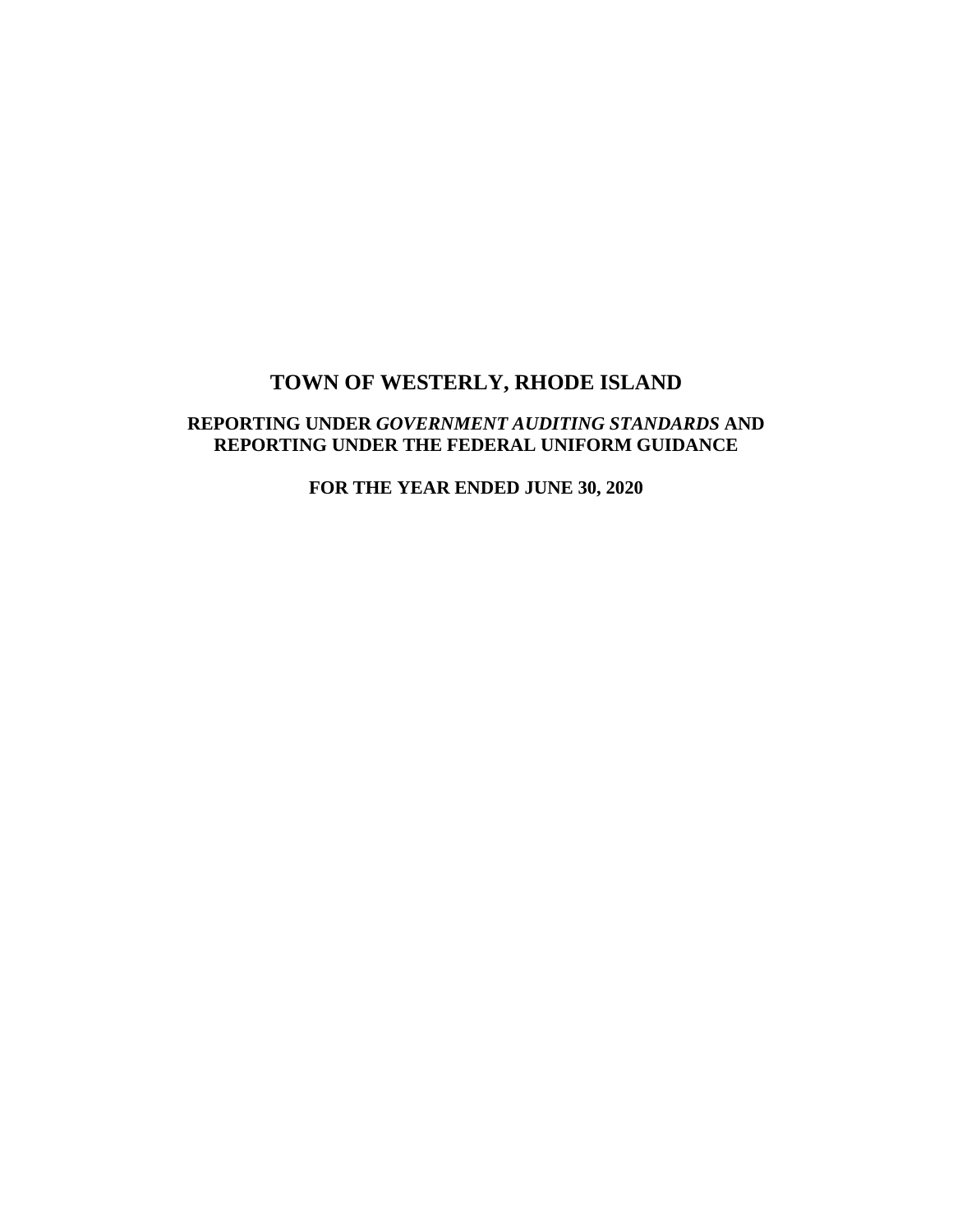# TOWN OF WESTERLY, RHODE ISLAND

## REPORTING UNDER *GOVERNMENT AUDITING STANDARDS* AND REPORTING UNDER THE FEDERAL UNIFORM GUIDANCE

### FOR THE YEAR ENDED JUNE 30, 2020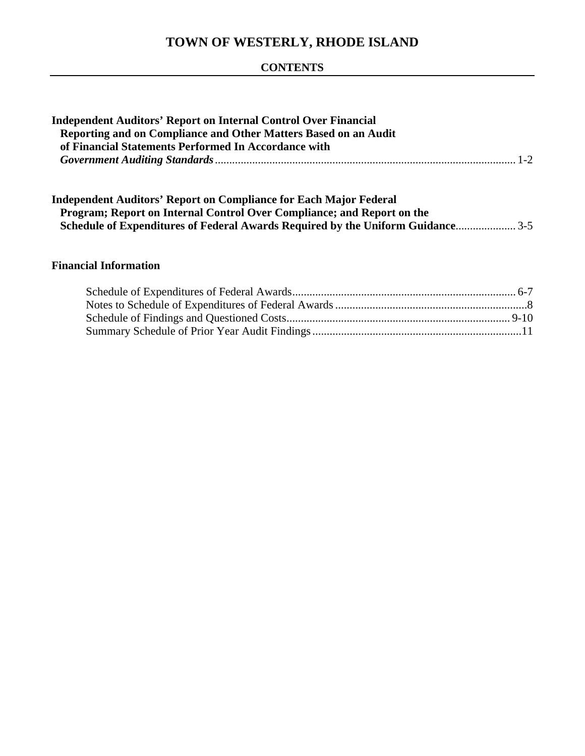# TOWN OF WESTERLY, RHODE ISLAND

## CONTENTS

**Independent Auditors' Report on Internal Control Over Financial Reporting and on Compliance and Other Matters Based on an Audit of Financial Statements Performed In Accordance with *Government Auditing Standards*** ........ 1-2

**Independent Auditors' Report on Compliance for Each Major Federal Program; Report on Internal Control Over Compliance; and Report on the Schedule of Expenditures of Federal Awards Required by the Uniform Guidance** ........ 3-5

**Financial Information**

- Schedule of Expenditures of Federal Awards ........ 6-7
- Notes to Schedule of Expenditures of Federal Awards ........ 8
- Schedule of Findings and Questioned Costs ........ 9-10
- Summary Schedule of Prior Year Audit Findings ........ 11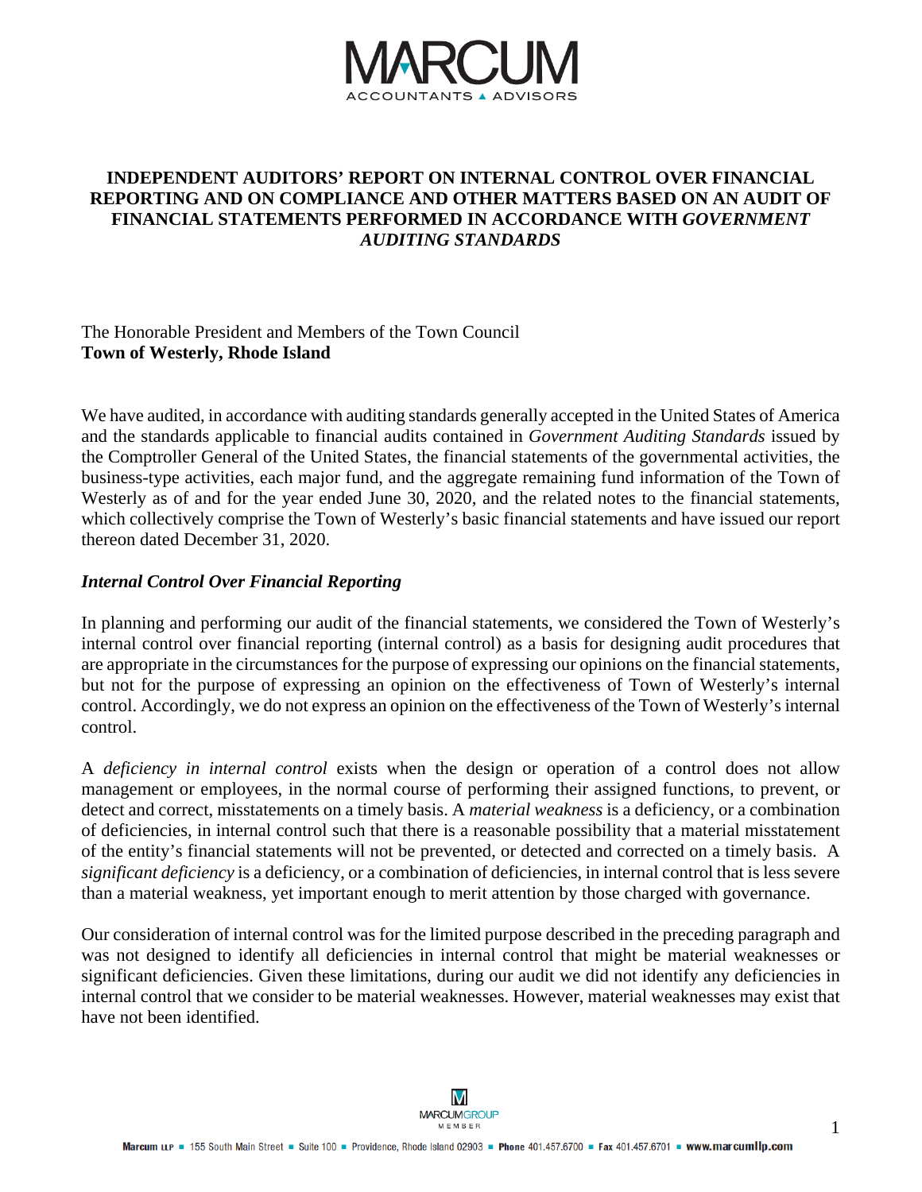# INDEPENDENT AUDITORS' REPORT ON INTERNAL CONTROL OVER FINANCIAL REPORTING AND ON COMPLIANCE AND OTHER MATTERS BASED ON AN AUDIT OF FINANCIAL STATEMENTS PERFORMED IN ACCORDANCE WITH *GOVERNMENT AUDITING STANDARDS*

The Honorable President and Members of the Town Council
**Town of Westerly, Rhode Island**

We have audited, in accordance with auditing standards generally accepted in the United States of America and the standards applicable to financial audits contained in *Government Auditing Standards* issued by the Comptroller General of the United States, the financial statements of the governmental activities, the business-type activities, each major fund, and the aggregate remaining fund information of the Town of Westerly as of and for the year ended June 30, 2020, and the related notes to the financial statements, which collectively comprise the Town of Westerly's basic financial statements and have issued our report thereon dated December 31, 2020.

## *Internal Control Over Financial Reporting*

In planning and performing our audit of the financial statements, we considered the Town of Westerly's internal control over financial reporting (internal control) as a basis for designing audit procedures that are appropriate in the circumstances for the purpose of expressing our opinions on the financial statements, but not for the purpose of expressing an opinion on the effectiveness of Town of Westerly's internal control. Accordingly, we do not express an opinion on the effectiveness of the Town of Westerly's internal control.

A *deficiency in internal control* exists when the design or operation of a control does not allow management or employees, in the normal course of performing their assigned functions, to prevent, or detect and correct, misstatements on a timely basis. A *material weakness* is a deficiency, or a combination of deficiencies, in internal control such that there is a reasonable possibility that a material misstatement of the entity's financial statements will not be prevented, or detected and corrected on a timely basis. A *significant deficiency* is a deficiency, or a combination of deficiencies, in internal control that is less severe than a material weakness, yet important enough to merit attention by those charged with governance.

Our consideration of internal control was for the limited purpose described in the preceding paragraph and was not designed to identify all deficiencies in internal control that might be material weaknesses or significant deficiencies. Given these limitations, during our audit we did not identify any deficiencies in internal control that we consider to be material weaknesses. However, material weaknesses may exist that have not been identified.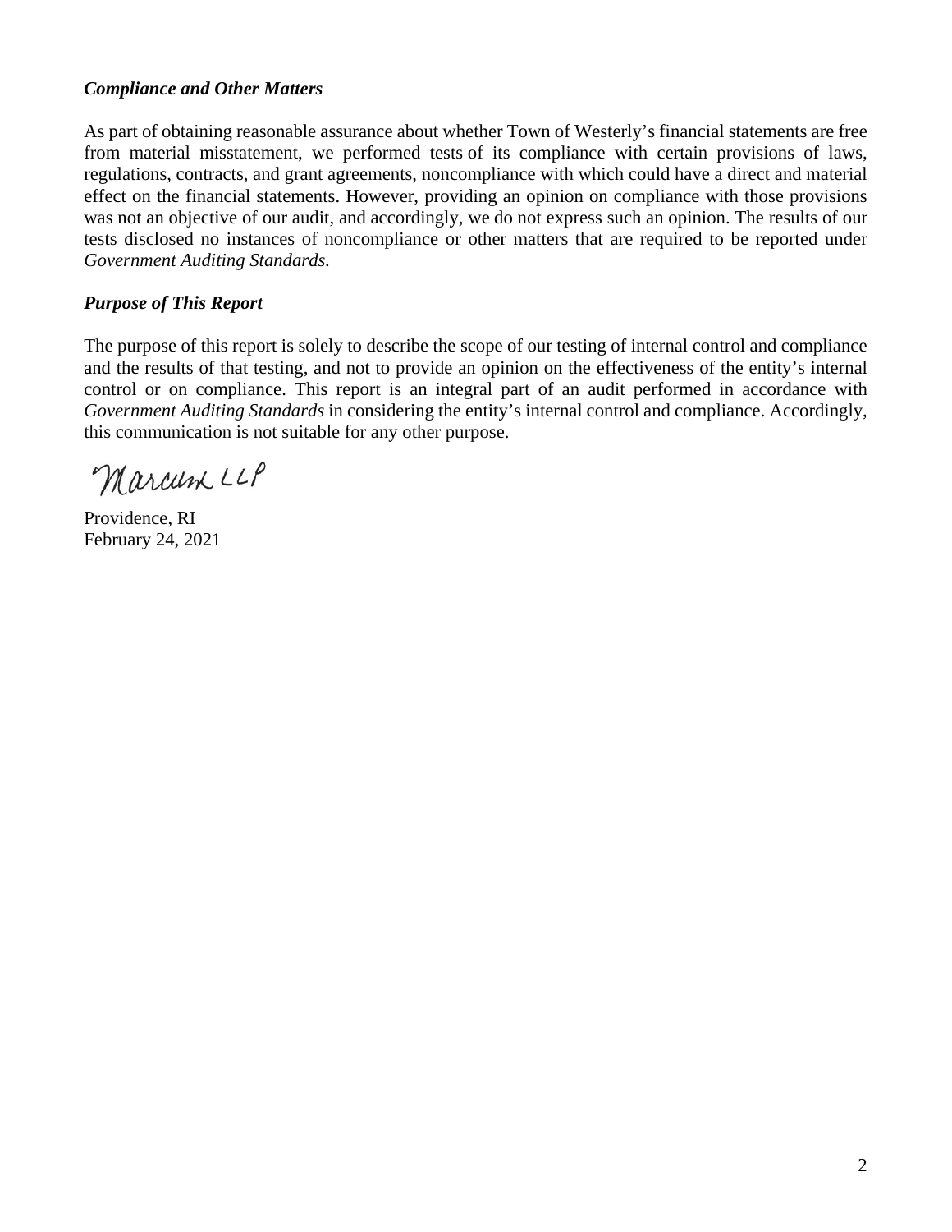### *Compliance and Other Matters*

As part of obtaining reasonable assurance about whether Town of Westerly's financial statements are free from material misstatement, we performed tests of its compliance with certain provisions of laws, regulations, contracts, and grant agreements, noncompliance with which could have a direct and material effect on the financial statements. However, providing an opinion on compliance with those provisions was not an objective of our audit, and accordingly, we do not express such an opinion. The results of our tests disclosed no instances of noncompliance or other matters that are required to be reported under *Government Auditing Standards.*

### *Purpose of This Report*

The purpose of this report is solely to describe the scope of our testing of internal control and compliance and the results of that testing, and not to provide an opinion on the effectiveness of the entity's internal control or on compliance. This report is an integral part of an audit performed in accordance with *Government Auditing Standards* in considering the entity's internal control and compliance. Accordingly, this communication is not suitable for any other purpose.

Marcum LLP

Providence, RI
February 24, 2021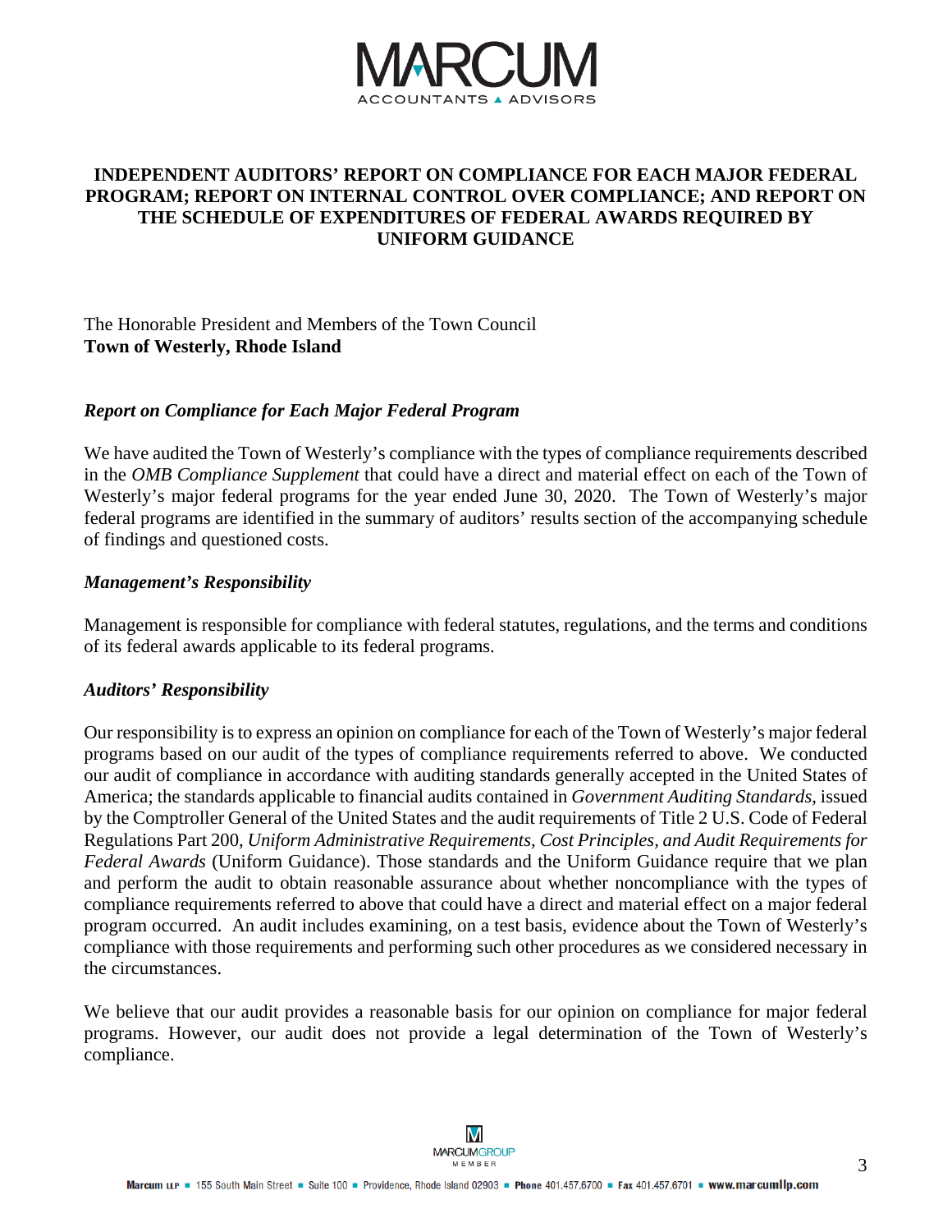# INDEPENDENT AUDITORS' REPORT ON COMPLIANCE FOR EACH MAJOR FEDERAL PROGRAM; REPORT ON INTERNAL CONTROL OVER COMPLIANCE; AND REPORT ON THE SCHEDULE OF EXPENDITURES OF FEDERAL AWARDS REQUIRED BY UNIFORM GUIDANCE

The Honorable President and Members of the Town Council
**Town of Westerly, Rhode Island**

### *Report on Compliance for Each Major Federal Program*

We have audited the Town of Westerly's compliance with the types of compliance requirements described in the *OMB Compliance Supplement* that could have a direct and material effect on each of the Town of Westerly's major federal programs for the year ended June 30, 2020. The Town of Westerly's major federal programs are identified in the summary of auditors' results section of the accompanying schedule of findings and questioned costs.

### *Management's Responsibility*

Management is responsible for compliance with federal statutes, regulations, and the terms and conditions of its federal awards applicable to its federal programs.

### *Auditors' Responsibility*

Our responsibility is to express an opinion on compliance for each of the Town of Westerly's major federal programs based on our audit of the types of compliance requirements referred to above. We conducted our audit of compliance in accordance with auditing standards generally accepted in the United States of America; the standards applicable to financial audits contained in *Government Auditing Standards*, issued by the Comptroller General of the United States and the audit requirements of Title 2 U.S. Code of Federal Regulations Part 200, *Uniform Administrative Requirements, Cost Principles, and Audit Requirements for Federal Awards* (Uniform Guidance). Those standards and the Uniform Guidance require that we plan and perform the audit to obtain reasonable assurance about whether noncompliance with the types of compliance requirements referred to above that could have a direct and material effect on a major federal program occurred. An audit includes examining, on a test basis, evidence about the Town of Westerly's compliance with those requirements and performing such other procedures as we considered necessary in the circumstances.

We believe that our audit provides a reasonable basis for our opinion on compliance for major federal programs. However, our audit does not provide a legal determination of the Town of Westerly's compliance.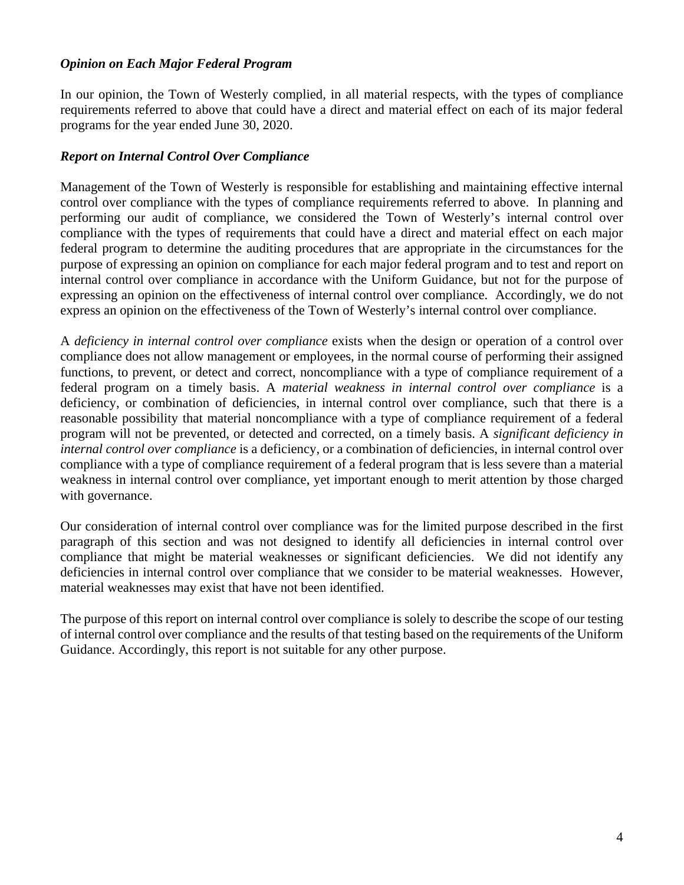### *Opinion on Each Major Federal Program*

In our opinion, the Town of Westerly complied, in all material respects, with the types of compliance requirements referred to above that could have a direct and material effect on each of its major federal programs for the year ended June 30, 2020.

### *Report on Internal Control Over Compliance*

Management of the Town of Westerly is responsible for establishing and maintaining effective internal control over compliance with the types of compliance requirements referred to above. In planning and performing our audit of compliance, we considered the Town of Westerly's internal control over compliance with the types of requirements that could have a direct and material effect on each major federal program to determine the auditing procedures that are appropriate in the circumstances for the purpose of expressing an opinion on compliance for each major federal program and to test and report on internal control over compliance in accordance with the Uniform Guidance, but not for the purpose of expressing an opinion on the effectiveness of internal control over compliance. Accordingly, we do not express an opinion on the effectiveness of the Town of Westerly's internal control over compliance.

A *deficiency in internal control over compliance* exists when the design or operation of a control over compliance does not allow management or employees, in the normal course of performing their assigned functions, to prevent, or detect and correct, noncompliance with a type of compliance requirement of a federal program on a timely basis. A *material weakness in internal control over compliance* is a deficiency, or combination of deficiencies, in internal control over compliance, such that there is a reasonable possibility that material noncompliance with a type of compliance requirement of a federal program will not be prevented, or detected and corrected, on a timely basis. A *significant deficiency in internal control over compliance* is a deficiency, or a combination of deficiencies, in internal control over compliance with a type of compliance requirement of a federal program that is less severe than a material weakness in internal control over compliance, yet important enough to merit attention by those charged with governance.

Our consideration of internal control over compliance was for the limited purpose described in the first paragraph of this section and was not designed to identify all deficiencies in internal control over compliance that might be material weaknesses or significant deficiencies. We did not identify any deficiencies in internal control over compliance that we consider to be material weaknesses. However, material weaknesses may exist that have not been identified.

The purpose of this report on internal control over compliance is solely to describe the scope of our testing of internal control over compliance and the results of that testing based on the requirements of the Uniform Guidance. Accordingly, this report is not suitable for any other purpose.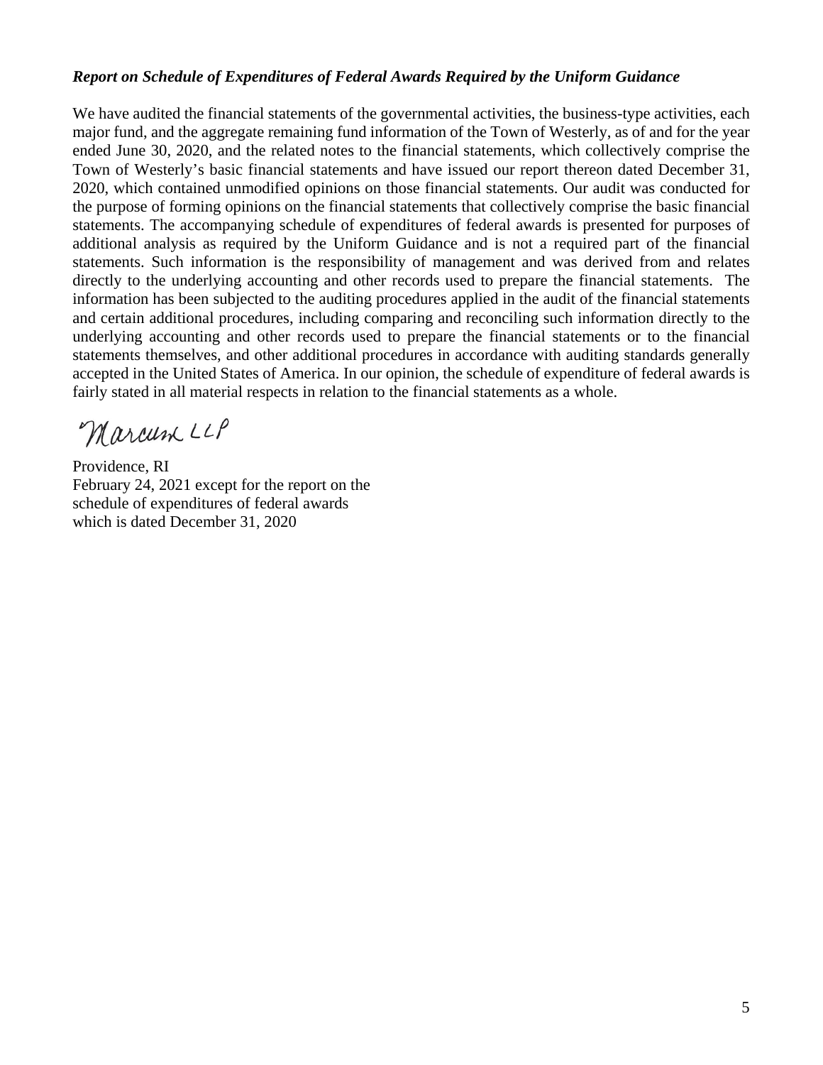***Report on Schedule of Expenditures of Federal Awards Required by the Uniform Guidance***

We have audited the financial statements of the governmental activities, the business-type activities, each major fund, and the aggregate remaining fund information of the Town of Westerly, as of and for the year ended June 30, 2020, and the related notes to the financial statements, which collectively comprise the Town of Westerly's basic financial statements and have issued our report thereon dated December 31, 2020, which contained unmodified opinions on those financial statements. Our audit was conducted for the purpose of forming opinions on the financial statements that collectively comprise the basic financial statements. The accompanying schedule of expenditures of federal awards is presented for purposes of additional analysis as required by the Uniform Guidance and is not a required part of the financial statements. Such information is the responsibility of management and was derived from and relates directly to the underlying accounting and other records used to prepare the financial statements. The information has been subjected to the auditing procedures applied in the audit of the financial statements and certain additional procedures, including comparing and reconciling such information directly to the underlying accounting and other records used to prepare the financial statements or to the financial statements themselves, and other additional procedures in accordance with auditing standards generally accepted in the United States of America. In our opinion, the schedule of expenditure of federal awards is fairly stated in all material respects in relation to the financial statements as a whole.

Marcum LLP

Providence, RI
February 24, 2021 except for the report on the schedule of expenditures of federal awards which is dated December 31, 2020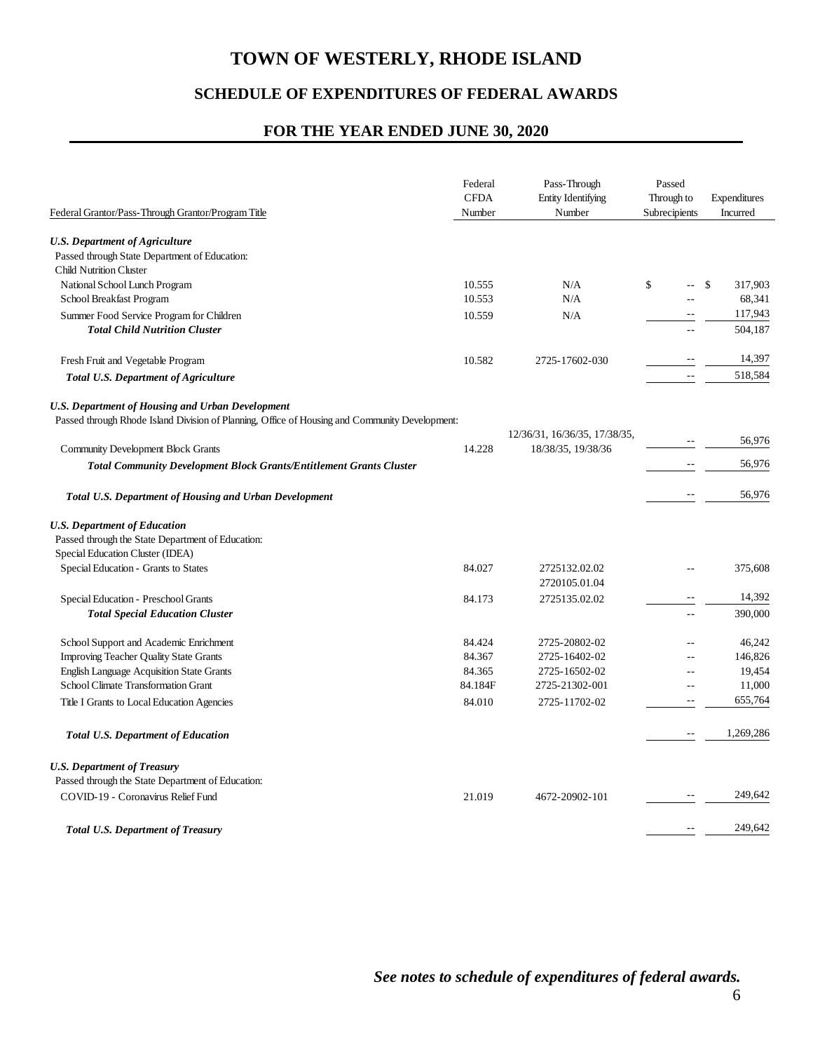# TOWN OF WESTERLY, RHODE ISLAND

## SCHEDULE OF EXPENDITURES OF FEDERAL AWARDS

## FOR THE YEAR ENDED JUNE 30, 2020

| Federal Grantor/Pass-Through Grantor/Program Title | Federal CFDA Number | Pass-Through Entity Identifying Number | Passed Through to Subrecipients | Expenditures Incurred |
|---|---|---|---|---|
| ***U.S. Department of Agriculture*** | | | | |
| Passed through State Department of Education: | | | | |
| Child Nutrition Cluster | | | | |
| National School Lunch Program | 10.555 | N/A | $ -- | $ 317,903 |
| School Breakfast Program | 10.553 | N/A | -- | 68,341 |
| Summer Food Service Program for Children | 10.559 | N/A | -- | 117,943 |
| ***Total Child Nutrition Cluster*** | | | -- | 504,187 |
| Fresh Fruit and Vegetable Program | 10.582 | 2725-17602-030 | -- | 14,397 |
| ***Total U.S. Department of Agriculture*** | | | -- | 518,584 |
| ***U.S. Department of Housing and Urban Development*** | | | | |
| Passed through Rhode Island Division of Planning, Office of Housing and Community Development: | | | | |
| Community Development Block Grants | 14.228 | 12/36/31, 16/36/35, 17/38/35, 18/38/35, 19/38/36 | -- | 56,976 |
| ***Total Community Development Block Grants/Entitlement Grants Cluster*** | | | -- | 56,976 |
| ***Total U.S. Department of Housing and Urban Development*** | | | -- | 56,976 |
| ***U.S. Department of Education*** | | | | |
| Passed through the State Department of Education: | | | | |
| Special Education Cluster (IDEA) | | | | |
| Special Education - Grants to States | 84.027 | 2725132.02.02 2720105.01.04 | -- | 375,608 |
| Special Education - Preschool Grants | 84.173 | 2725135.02.02 | -- | 14,392 |
| ***Total Special Education Cluster*** | | | -- | 390,000 |
| School Support and Academic Enrichment | 84.424 | 2725-20802-02 | -- | 46,242 |
| Improving Teacher Quality State Grants | 84.367 | 2725-16402-02 | -- | 146,826 |
| English Language Acquisition State Grants | 84.365 | 2725-16502-02 | -- | 19,454 |
| School Climate Transformation Grant | 84.184F | 2725-21302-001 | -- | 11,000 |
| Title I Grants to Local Education Agencies | 84.010 | 2725-11702-02 | -- | 655,764 |
| ***Total U.S. Department of Education*** | | | -- | 1,269,286 |
| ***U.S. Department of Treasury*** | | | | |
| Passed through the State Department of Education: | | | | |
| COVID-19 - Coronavirus Relief Fund | 21.019 | 4672-20902-101 | -- | 249,642 |
| ***Total U.S. Department of Treasury*** | | | -- | 249,642 |

***See notes to schedule of expenditures of federal awards.***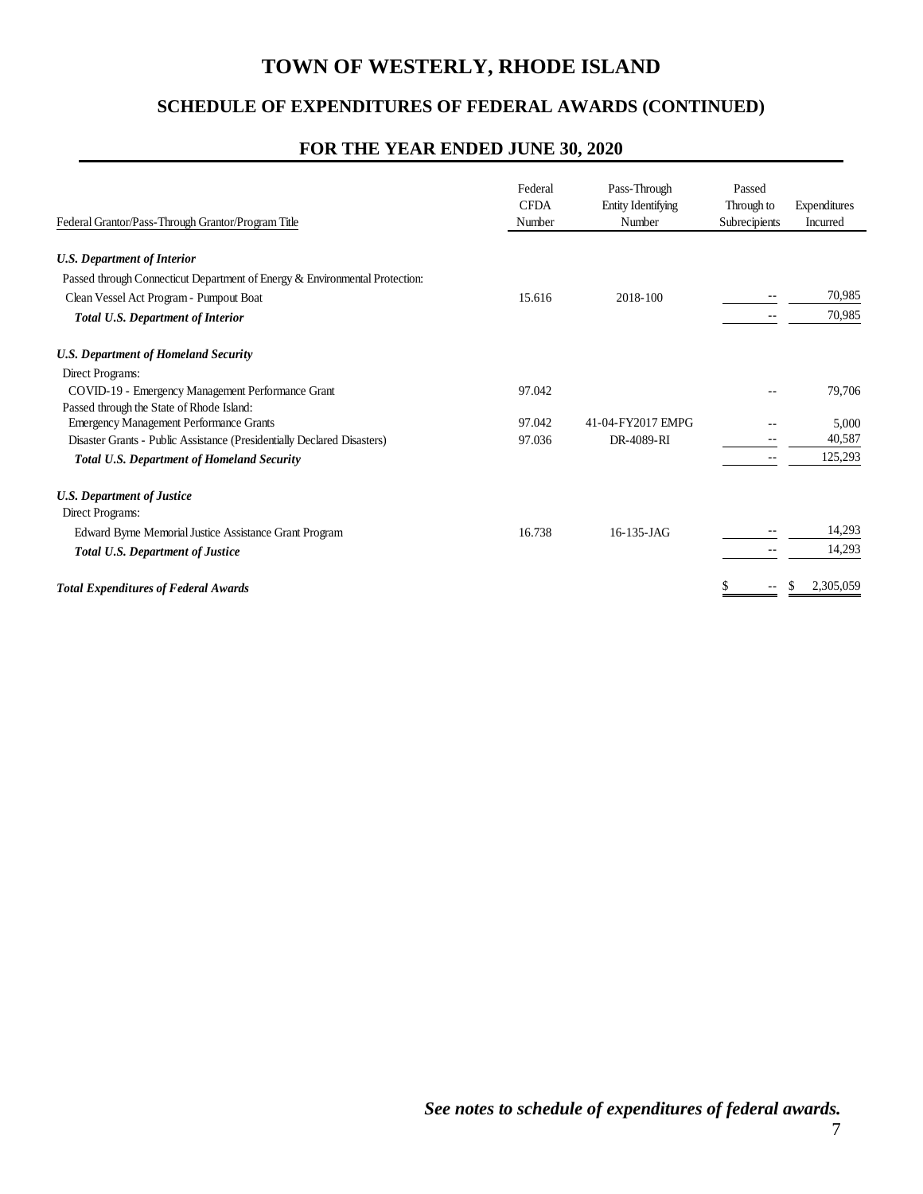# TOWN OF WESTERLY, RHODE ISLAND

## SCHEDULE OF EXPENDITURES OF FEDERAL AWARDS (CONTINUED)

## FOR THE YEAR ENDED JUNE 30, 2020

| Federal Grantor/Pass-Through Grantor/Program Title | Federal CFDA Number | Pass-Through Entity Identifying Number | Passed Through to Subrecipients | Expenditures Incurred |
|---|---|---|---|---|
| ***U.S. Department of Interior*** | | | | |
| Passed through Connecticut Department of Energy & Environmental Protection: | | | | |
| Clean Vessel Act Program - Pumpout Boat | 15.616 | 2018-100 | -- | 70,985 |
| ***Total U.S. Department of Interior*** | | | -- | 70,985 |
| ***U.S. Department of Homeland Security*** | | | | |
| Direct Programs: | | | | |
| COVID-19 - Emergency Management Performance Grant | 97.042 | | -- | 79,706 |
| Passed through the State of Rhode Island: | | | | |
| Emergency Management Performance Grants | 97.042 | 41-04-FY2017 EMPG | -- | 5,000 |
| Disaster Grants - Public Assistance (Presidentially Declared Disasters) | 97.036 | DR-4089-RI | -- | 40,587 |
| ***Total U.S. Department of Homeland Security*** | | | -- | 125,293 |
| ***U.S. Department of Justice*** | | | | |
| Direct Programs: | | | | |
| Edward Byrne Memorial Justice Assistance Grant Program | 16.738 | 16-135-JAG | -- | 14,293 |
| ***Total U.S. Department of Justice*** | | | -- | 14,293 |
| ***Total Expenditures of Federal Awards*** | | | $ -- | $ 2,305,059 |

***See notes to schedule of expenditures of federal awards.***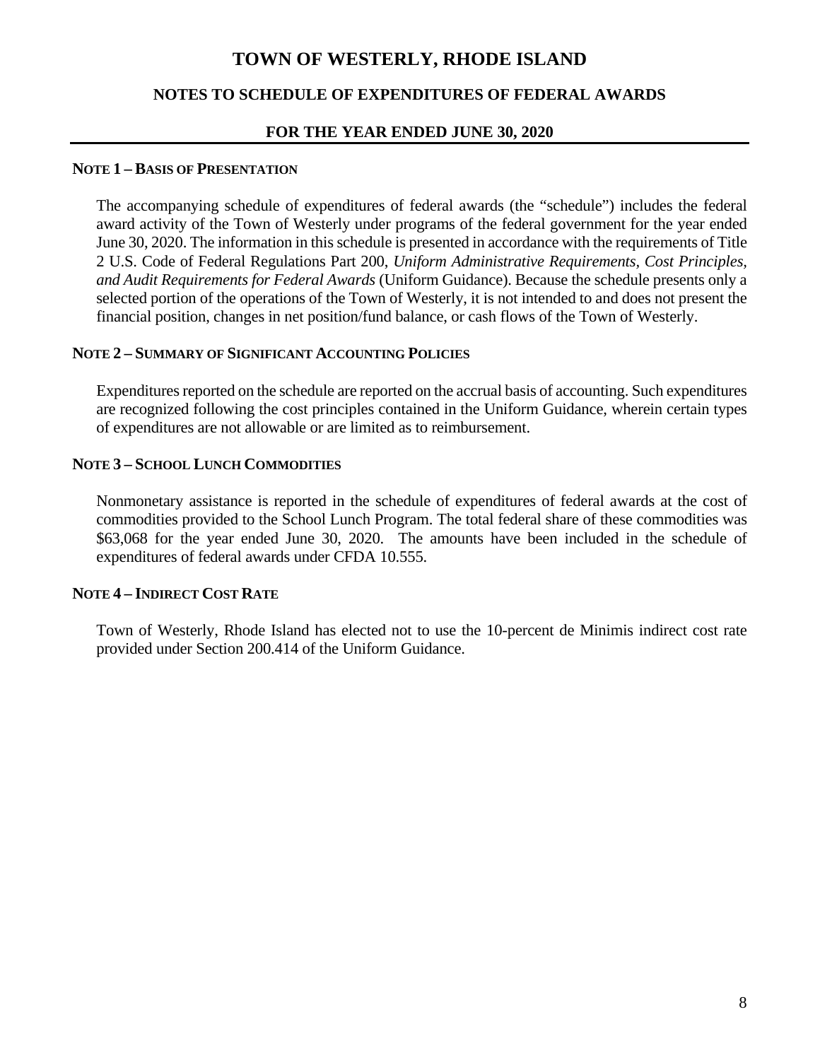# TOWN OF WESTERLY, RHODE ISLAND

## NOTES TO SCHEDULE OF EXPENDITURES OF FEDERAL AWARDS

### FOR THE YEAR ENDED JUNE 30, 2020

**NOTE 1 – BASIS OF PRESENTATION**

The accompanying schedule of expenditures of federal awards (the "schedule") includes the federal award activity of the Town of Westerly under programs of the federal government for the year ended June 30, 2020. The information in this schedule is presented in accordance with the requirements of Title 2 U.S. Code of Federal Regulations Part 200, *Uniform Administrative Requirements, Cost Principles, and Audit Requirements for Federal Awards* (Uniform Guidance). Because the schedule presents only a selected portion of the operations of the Town of Westerly, it is not intended to and does not present the financial position, changes in net position/fund balance, or cash flows of the Town of Westerly.

**NOTE 2 – SUMMARY OF SIGNIFICANT ACCOUNTING POLICIES**

Expenditures reported on the schedule are reported on the accrual basis of accounting. Such expenditures are recognized following the cost principles contained in the Uniform Guidance, wherein certain types of expenditures are not allowable or are limited as to reimbursement.

**NOTE 3 – SCHOOL LUNCH COMMODITIES**

Nonmonetary assistance is reported in the schedule of expenditures of federal awards at the cost of commodities provided to the School Lunch Program. The total federal share of these commodities was $63,068 for the year ended June 30, 2020. The amounts have been included in the schedule of expenditures of federal awards under CFDA 10.555.

**NOTE 4 – INDIRECT COST RATE**

Town of Westerly, Rhode Island has elected not to use the 10-percent de Minimis indirect cost rate provided under Section 200.414 of the Uniform Guidance.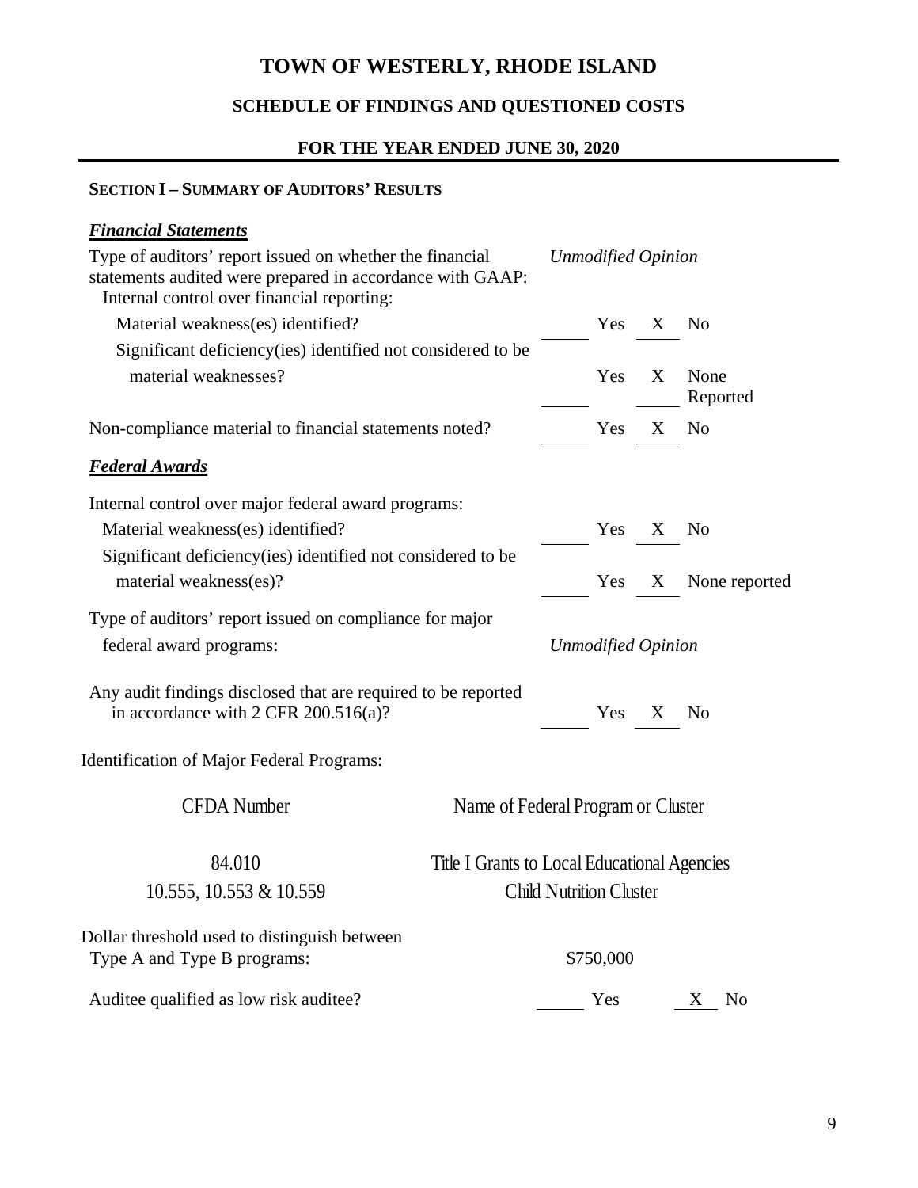# TOWN OF WESTERLY, RHODE ISLAND

## SCHEDULE OF FINDINGS AND QUESTIONED COSTS

### FOR THE YEAR ENDED JUNE 30, 2020

**SECTION I – SUMMARY OF AUDITORS' RESULTS**

***Financial Statements***

Type of auditors' report issued on whether the financial statements audited were prepared in accordance with GAAP: *Unmodified Opinion*

Internal control over financial reporting:

- Material weakness(es) identified? ______ Yes __X__ No
- Significant deficiency(ies) identified not considered to be material weaknesses? ______ Yes __X__ None Reported

Non-compliance material to financial statements noted? ______ Yes __X__ No

***Federal Awards***

Internal control over major federal award programs:

- Material weakness(es) identified? ______ Yes __X__ No
- Significant deficiency(ies) identified not considered to be material weakness(es)? ______ Yes __X__ None reported

Type of auditors' report issued on compliance for major federal award programs: *Unmodified Opinion*

Any audit findings disclosed that are required to be reported in accordance with 2 CFR 200.516(a)? ______ Yes __X__ No

Identification of Major Federal Programs:

| CFDA Number | Name of Federal Program or Cluster |
|---|---|
| 84.010 | Title I Grants to Local Educational Agencies |
| 10.555, 10.553 & 10.559 | Child Nutrition Cluster |

Dollar threshold used to distinguish between Type A and Type B programs: $750,000

Auditee qualified as low risk auditee? ______ Yes __X__ No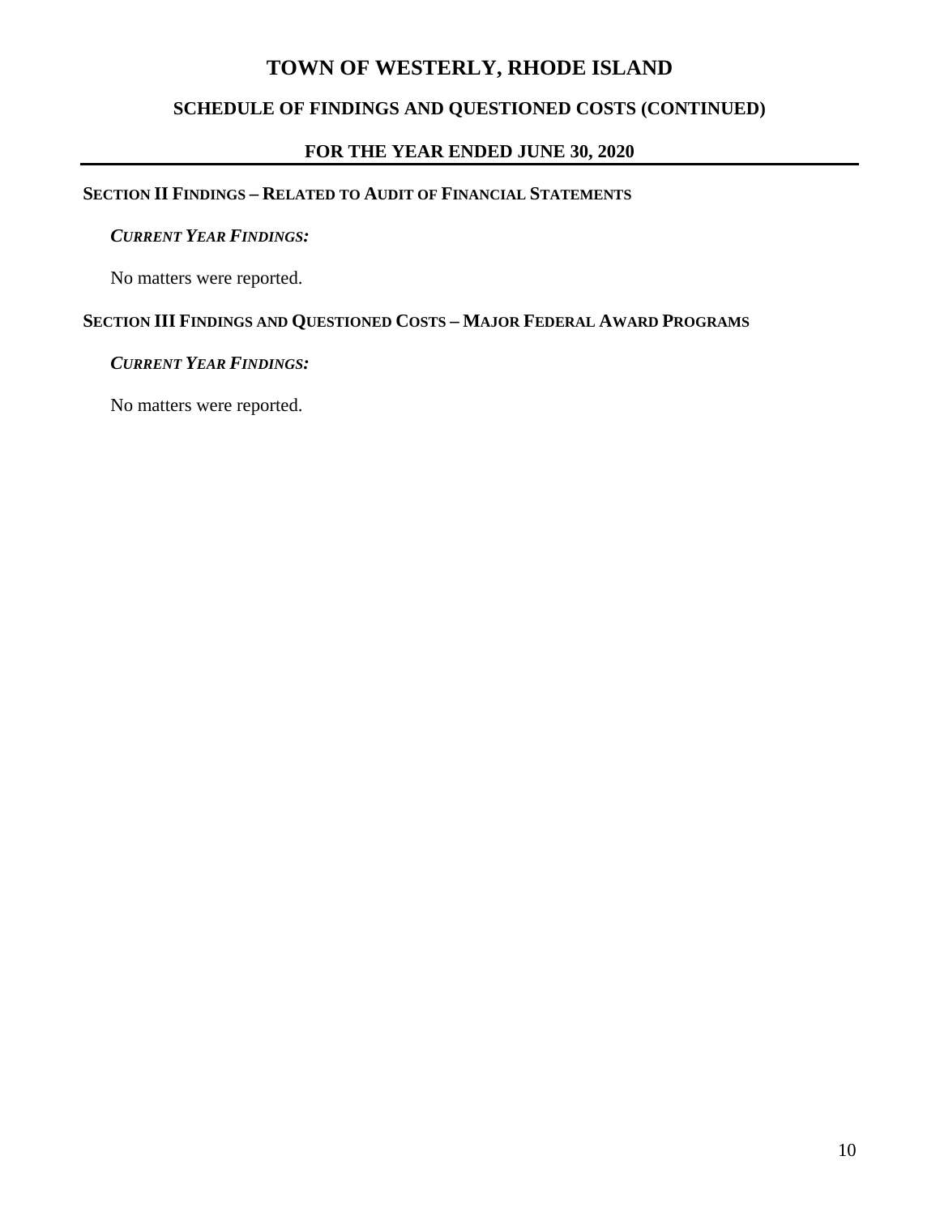# TOWN OF WESTERLY, RHODE ISLAND

## SCHEDULE OF FINDINGS AND QUESTIONED COSTS (CONTINUED)

## FOR THE YEAR ENDED JUNE 30, 2020

### SECTION II FINDINGS – RELATED TO AUDIT OF FINANCIAL STATEMENTS

***CURRENT YEAR FINDINGS:***

No matters were reported.

### SECTION III FINDINGS AND QUESTIONED COSTS – MAJOR FEDERAL AWARD PROGRAMS

***CURRENT YEAR FINDINGS:***

No matters were reported.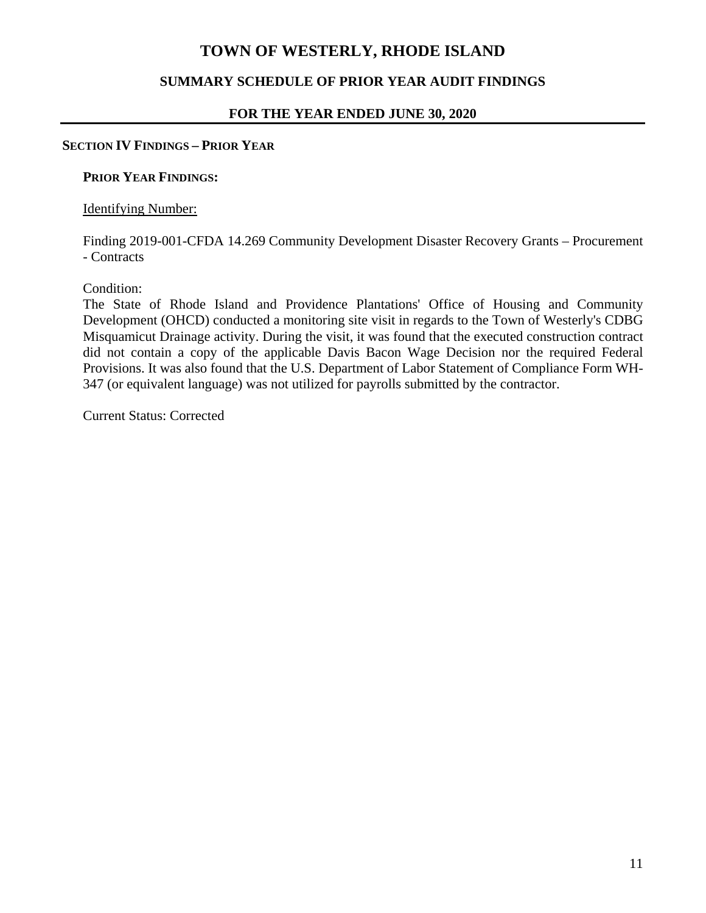# TOWN OF WESTERLY, RHODE ISLAND

## SUMMARY SCHEDULE OF PRIOR YEAR AUDIT FINDINGS

### FOR THE YEAR ENDED JUNE 30, 2020

**SECTION IV FINDINGS – PRIOR YEAR**

**PRIOR YEAR FINDINGS:**

Identifying Number:

Finding 2019-001-CFDA 14.269 Community Development Disaster Recovery Grants – Procurement - Contracts

Condition:
The State of Rhode Island and Providence Plantations' Office of Housing and Community Development (OHCD) conducted a monitoring site visit in regards to the Town of Westerly's CDBG Misquamicut Drainage activity. During the visit, it was found that the executed construction contract did not contain a copy of the applicable Davis Bacon Wage Decision nor the required Federal Provisions. It was also found that the U.S. Department of Labor Statement of Compliance Form WH-347 (or equivalent language) was not utilized for payrolls submitted by the contractor.

Current Status: Corrected